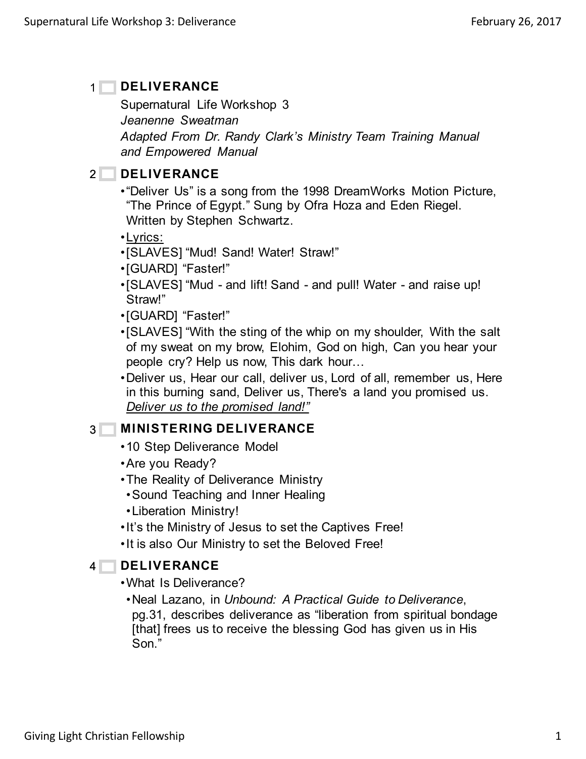## 1 DELIVERANCE

Supernatural Life Workshop 3
*Jeanenne Sweatman*
*Adapted From Dr. Randy Clark's Ministry Team Training Manual and Empowered Manual*

## 2 DELIVERANCE

- "Deliver Us" is a song from the 1998 DreamWorks Motion Picture, "The Prince of Egypt." Sung by Ofra Hoza and Eden Riegel. Written by Stephen Schwartz.
- Lyrics:
- [SLAVES] "Mud! Sand! Water! Straw!"
- [GUARD] "Faster!"
- [SLAVES] "Mud - and lift! Sand - and pull! Water - and raise up! Straw!"
- [GUARD] "Faster!"
- [SLAVES] "With the sting of the whip on my shoulder, With the salt of my sweat on my brow, Elohim, God on high, Can you hear your people cry? Help us now, This dark hour…
- Deliver us, Hear our call, deliver us, Lord of all, remember us, Here in this burning sand, Deliver us, There's a land you promised us. *Deliver us to the promised land!"*

## 3 MINISTERING DELIVERANCE

- 10 Step Deliverance Model
- Are you Ready?
- The Reality of Deliverance Ministry
  - Sound Teaching and Inner Healing
  - Liberation Ministry!
- It's the Ministry of Jesus to set the Captives Free!
- It is also Our Ministry to set the Beloved Free!

## 4 DELIVERANCE

- What Is Deliverance?
  - Neal Lazano, in *Unbound: A Practical Guide to Deliverance*, pg.31, describes deliverance as "liberation from spiritual bondage [that] frees us to receive the blessing God has given us in His Son."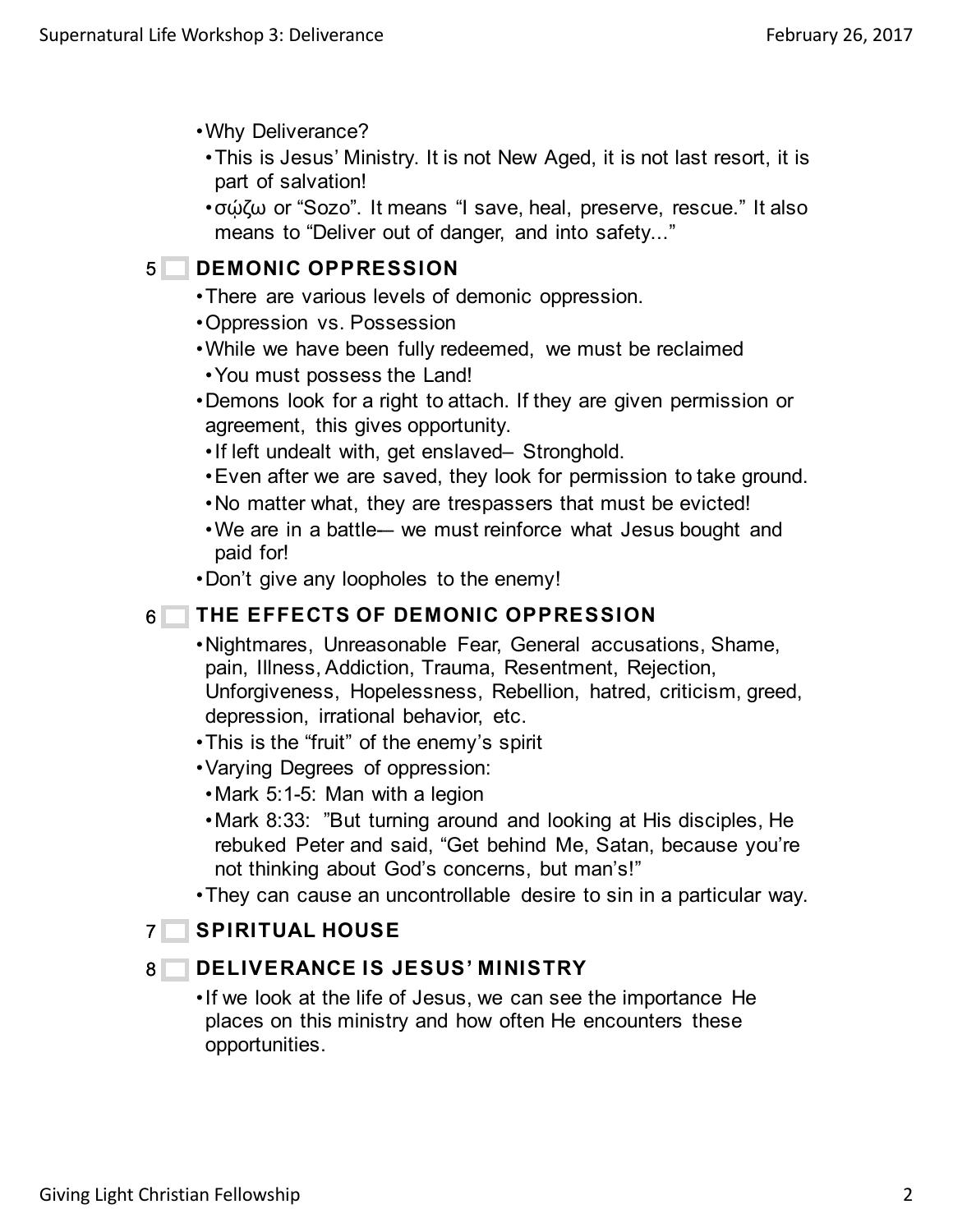- Why Deliverance?
  - This is Jesus' Ministry. It is not New Aged, it is not last resort, it is part of salvation!
  - σῴζω or "Sozo". It means "I save, heal, preserve, rescue." It also means to "Deliver out of danger, and into safety..."

## 5 DEMONIC OPPRESSION

- There are various levels of demonic oppression.
- Oppression vs. Possession
- While we have been fully redeemed, we must be reclaimed
  - You must possess the Land!
- Demons look for a right to attach. If they are given permission or agreement, this gives opportunity.
  - If left undealt with, get enslaved– Stronghold.
  - Even after we are saved, they look for permission to take ground.
  - No matter what, they are trespassers that must be evicted!
  - We are in a battle–- we must reinforce what Jesus bought and paid for!
- Don't give any loopholes to the enemy!

## 6 THE EFFECTS OF DEMONIC OPPRESSION

- Nightmares, Unreasonable Fear, General accusations, Shame, pain, Illness, Addiction, Trauma, Resentment, Rejection, Unforgiveness, Hopelessness, Rebellion, hatred, criticism, greed, depression, irrational behavior, etc.
- This is the "fruit" of the enemy's spirit
- Varying Degrees of oppression:
  - Mark 5:1-5: Man with a legion
  - Mark 8:33: "But turning around and looking at His disciples, He rebuked Peter and said, "Get behind Me, Satan, because you're not thinking about God's concerns, but man's!"
- They can cause an uncontrollable desire to sin in a particular way.

## 7 SPIRITUAL HOUSE

## 8 DELIVERANCE IS JESUS' MINISTRY

- If we look at the life of Jesus, we can see the importance He places on this ministry and how often He encounters these opportunities.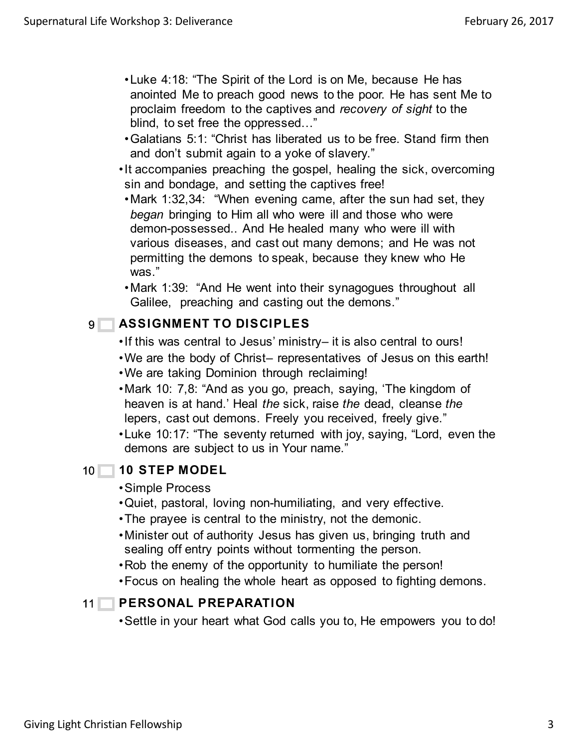- Luke 4:18: "The Spirit of the Lord is on Me, because He has anointed Me to preach good news to the poor. He has sent Me to proclaim freedom to the captives and *recovery of sight* to the blind, to set free the oppressed…"
- Galatians 5:1: "Christ has liberated us to be free. Stand firm then and don't submit again to a yoke of slavery."

- It accompanies preaching the gospel, healing the sick, overcoming sin and bondage, and setting the captives free!
  - Mark 1:32,34: "When evening came, after the sun had set, they *began* bringing to Him all who were ill and those who were demon-possessed.. And He healed many who were ill with various diseases, and cast out many demons; and He was not permitting the demons to speak, because they knew who He was."
  - Mark 1:39: "And He went into their synagogues throughout all Galilee, preaching and casting out the demons."

## 9 ☐ ASSIGNMENT TO DISCIPLES

- If this was central to Jesus' ministry– it is also central to ours!
- We are the body of Christ– representatives of Jesus on this earth!
- We are taking Dominion through reclaiming!
- Mark 10: 7,8: "And as you go, preach, saying, 'The kingdom of heaven is at hand.' Heal *the* sick, raise *the* dead, cleanse *the* lepers, cast out demons. Freely you received, freely give."
- Luke 10:17: "The seventy returned with joy, saying, "Lord, even the demons are subject to us in Your name."

## 10 ☐ 10 STEP MODEL

- Simple Process
- Quiet, pastoral, loving non-humiliating, and very effective.
- The prayee is central to the ministry, not the demonic.
- Minister out of authority Jesus has given us, bringing truth and sealing off entry points without tormenting the person.
- Rob the enemy of the opportunity to humiliate the person!
- Focus on healing the whole heart as opposed to fighting demons.

## 11 ☐ PERSONAL PREPARATION

- Settle in your heart what God calls you to, He empowers you to do!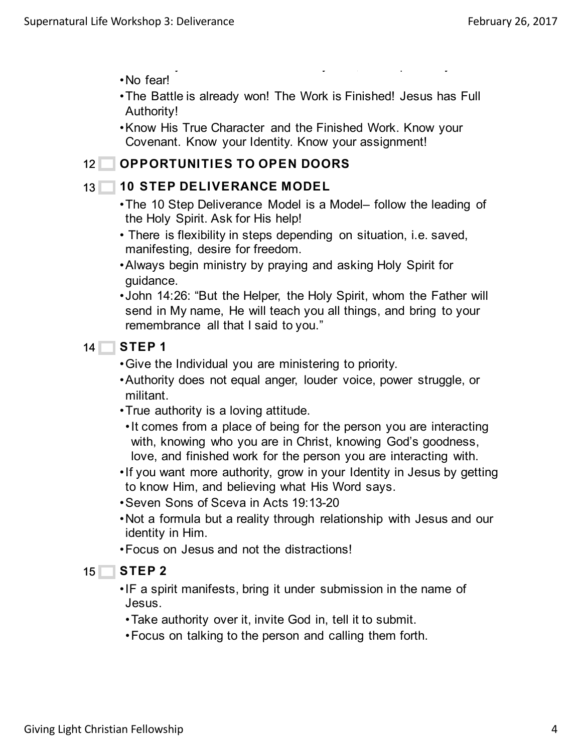- No fear!
- The Battle is already won! The Work is Finished! Jesus has Full Authority!
- Know His True Character and the Finished Work. Know your Covenant. Know your Identity. Know your assignment!

## 12 OPPORTUNITIES TO OPEN DOORS

## 13 10 STEP DELIVERANCE MODEL

- The 10 Step Deliverance Model is a Model– follow the leading of the Holy Spirit. Ask for His help!
- There is flexibility in steps depending on situation, i.e. saved, manifesting, desire for freedom.
- Always begin ministry by praying and asking Holy Spirit for guidance.
- John 14:26: "But the Helper, the Holy Spirit, whom the Father will send in My name, He will teach you all things, and bring to your remembrance all that I said to you."

## 14 STEP 1

- Give the Individual you are ministering to priority.
- Authority does not equal anger, louder voice, power struggle, or militant.
- True authority is a loving attitude.
  - It comes from a place of being for the person you are interacting with, knowing who you are in Christ, knowing God's goodness, love, and finished work for the person you are interacting with.
- If you want more authority, grow in your Identity in Jesus by getting to know Him, and believing what His Word says.
- Seven Sons of Sceva in Acts 19:13-20
- Not a formula but a reality through relationship with Jesus and our identity in Him.
- Focus on Jesus and not the distractions!

## 15 STEP 2

- IF a spirit manifests, bring it under submission in the name of Jesus.
  - Take authority over it, invite God in, tell it to submit.
  - Focus on talking to the person and calling them forth.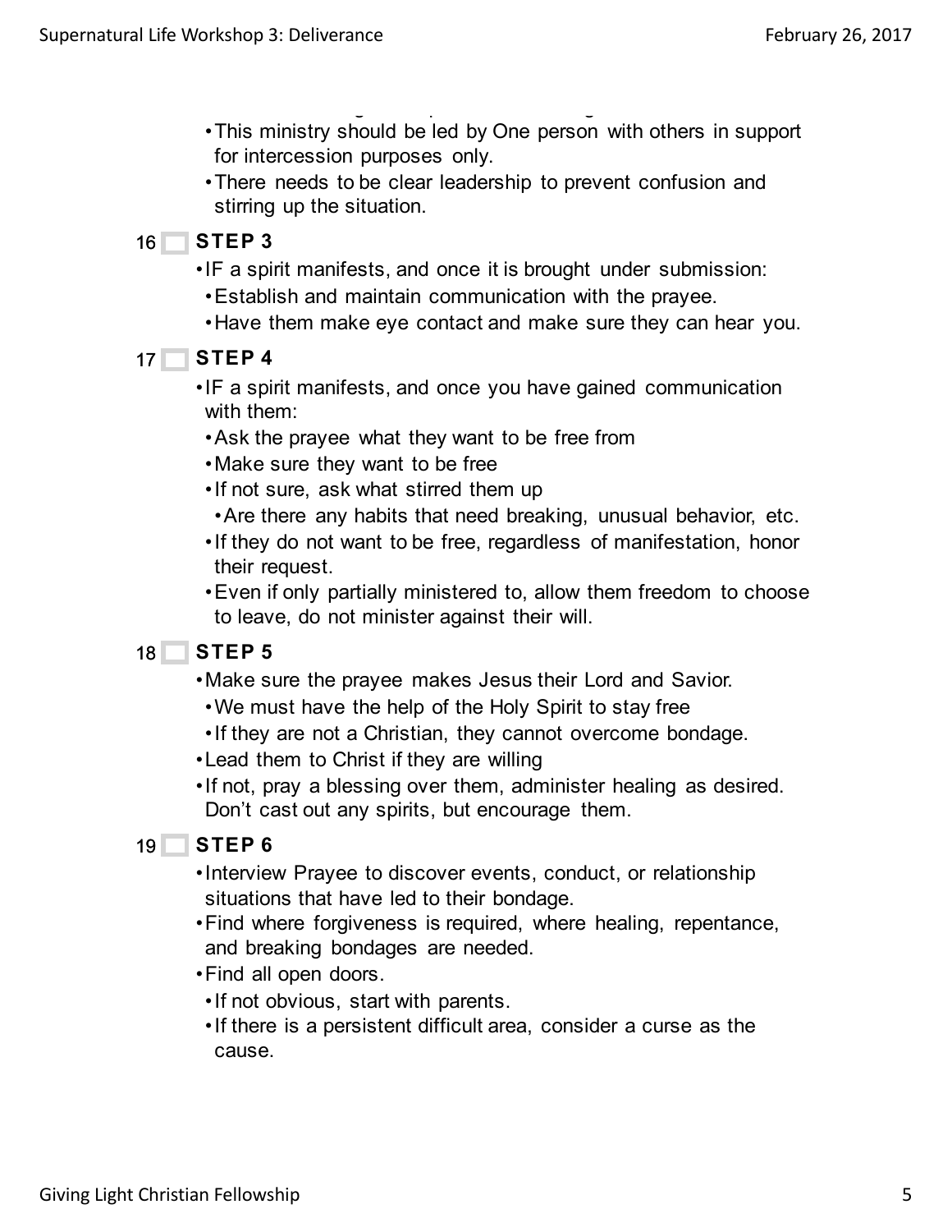- This ministry should be led by One person with others in support for intercession purposes only.
- There needs to be clear leadership to prevent confusion and stirring up the situation.

16 **STEP 3**

- IF a spirit manifests, and once it is brought under submission:
  - Establish and maintain communication with the prayee.
  - Have them make eye contact and make sure they can hear you.

17 **STEP 4**

- IF a spirit manifests, and once you have gained communication with them:
  - Ask the prayee what they want to be free from
  - Make sure they want to be free
  - If not sure, ask what stirred them up
    - Are there any habits that need breaking, unusual behavior, etc.
  - If they do not want to be free, regardless of manifestation, honor their request.
  - Even if only partially ministered to, allow them freedom to choose to leave, do not minister against their will.

18 **STEP 5**

- Make sure the prayee makes Jesus their Lord and Savior.
  - We must have the help of the Holy Spirit to stay free
  - If they are not a Christian, they cannot overcome bondage.
- Lead them to Christ if they are willing
- If not, pray a blessing over them, administer healing as desired. Don't cast out any spirits, but encourage them.

19 **STEP 6**

- Interview Prayee to discover events, conduct, or relationship situations that have led to their bondage.
- Find where forgiveness is required, where healing, repentance, and breaking bondages are needed.
- Find all open doors.
  - If not obvious, start with parents.
  - If there is a persistent difficult area, consider a curse as the cause.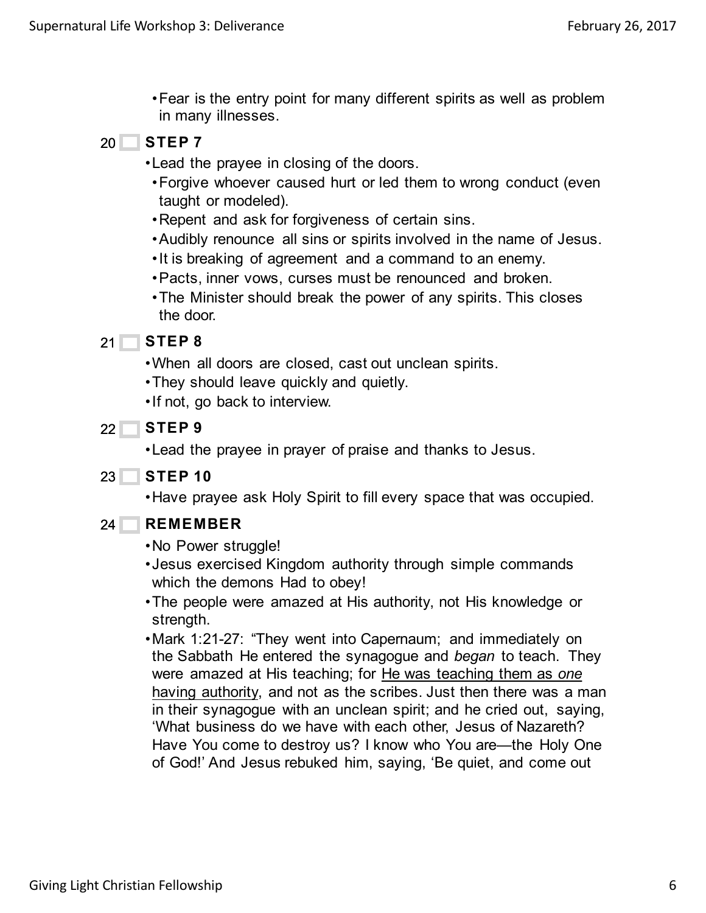- Fear is the entry point for many different spirits as well as problem in many illnesses.

20 **STEP 7**

- Lead the prayee in closing of the doors.
  - Forgive whoever caused hurt or led them to wrong conduct (even taught or modeled).
  - Repent and ask for forgiveness of certain sins.
  - Audibly renounce all sins or spirits involved in the name of Jesus.
  - It is breaking of agreement and a command to an enemy.
  - Pacts, inner vows, curses must be renounced and broken.
  - The Minister should break the power of any spirits. This closes the door.

21 **STEP 8**

- When all doors are closed, cast out unclean spirits.
- They should leave quickly and quietly.
- If not, go back to interview.

22 **STEP 9**

- Lead the prayee in prayer of praise and thanks to Jesus.

23 **STEP 10**

- Have prayee ask Holy Spirit to fill every space that was occupied.

24 **REMEMBER**

- No Power struggle!
- Jesus exercised Kingdom authority through simple commands which the demons Had to obey!
- The people were amazed at His authority, not His knowledge or strength.
- Mark 1:21-27: "They went into Capernaum; and immediately on the Sabbath He entered the synagogue and *began* to teach. They were amazed at His teaching; for <u>He was teaching them as *one* having authority</u>, and not as the scribes. Just then there was a man in their synagogue with an unclean spirit; and he cried out, saying, 'What business do we have with each other, Jesus of Nazareth? Have You come to destroy us? I know who You are—the Holy One of God!' And Jesus rebuked him, saying, 'Be quiet, and come out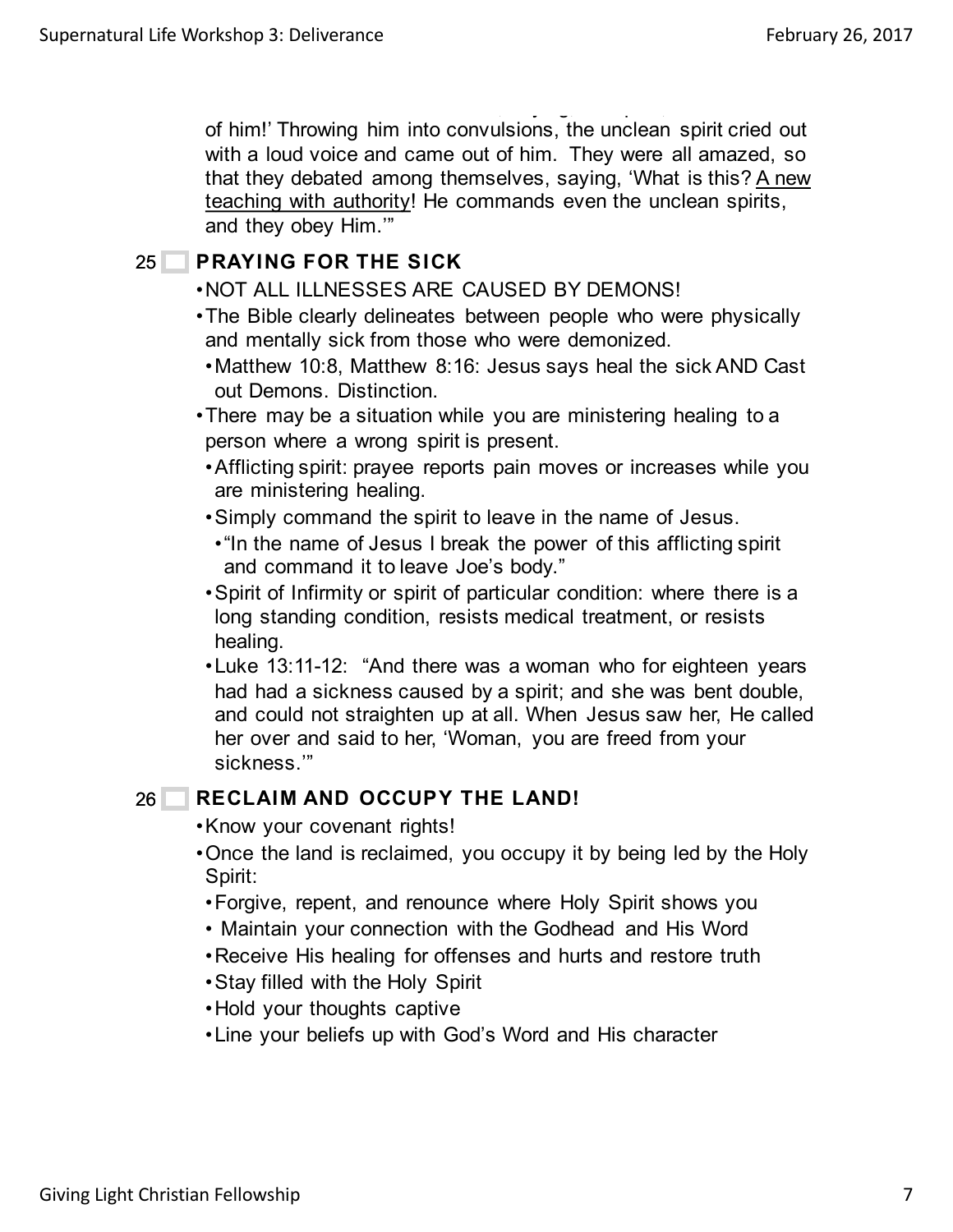of him!' Throwing him into convulsions, the unclean spirit cried out with a loud voice and came out of him. They were all amazed, so that they debated among themselves, saying, 'What is this? A new teaching with authority! He commands even the unclean spirits, and they obey Him.'"

25 **PRAYING FOR THE SICK**

- NOT ALL ILLNESSES ARE CAUSED BY DEMONS!
- The Bible clearly delineates between people who were physically and mentally sick from those who were demonized.
  - Matthew 10:8, Matthew 8:16: Jesus says heal the sick AND Cast out Demons. Distinction.
- There may be a situation while you are ministering healing to a person where a wrong spirit is present.
  - Afflicting spirit: prayee reports pain moves or increases while you are ministering healing.
  - Simply command the spirit to leave in the name of Jesus.
    - "In the name of Jesus I break the power of this afflicting spirit and command it to leave Joe's body."
  - Spirit of Infirmity or spirit of particular condition: where there is a long standing condition, resists medical treatment, or resists healing.
  - Luke 13:11-12: "And there was a woman who for eighteen years had had a sickness caused by a spirit; and she was bent double, and could not straighten up at all. When Jesus saw her, He called her over and said to her, 'Woman, you are freed from your sickness.'"

26 **RECLAIM AND OCCUPY THE LAND!**

- Know your covenant rights!
- Once the land is reclaimed, you occupy it by being led by the Holy Spirit:
  - Forgive, repent, and renounce where Holy Spirit shows you
  - Maintain your connection with the Godhead and His Word
  - Receive His healing for offenses and hurts and restore truth
  - Stay filled with the Holy Spirit
  - Hold your thoughts captive
  - Line your beliefs up with God's Word and His character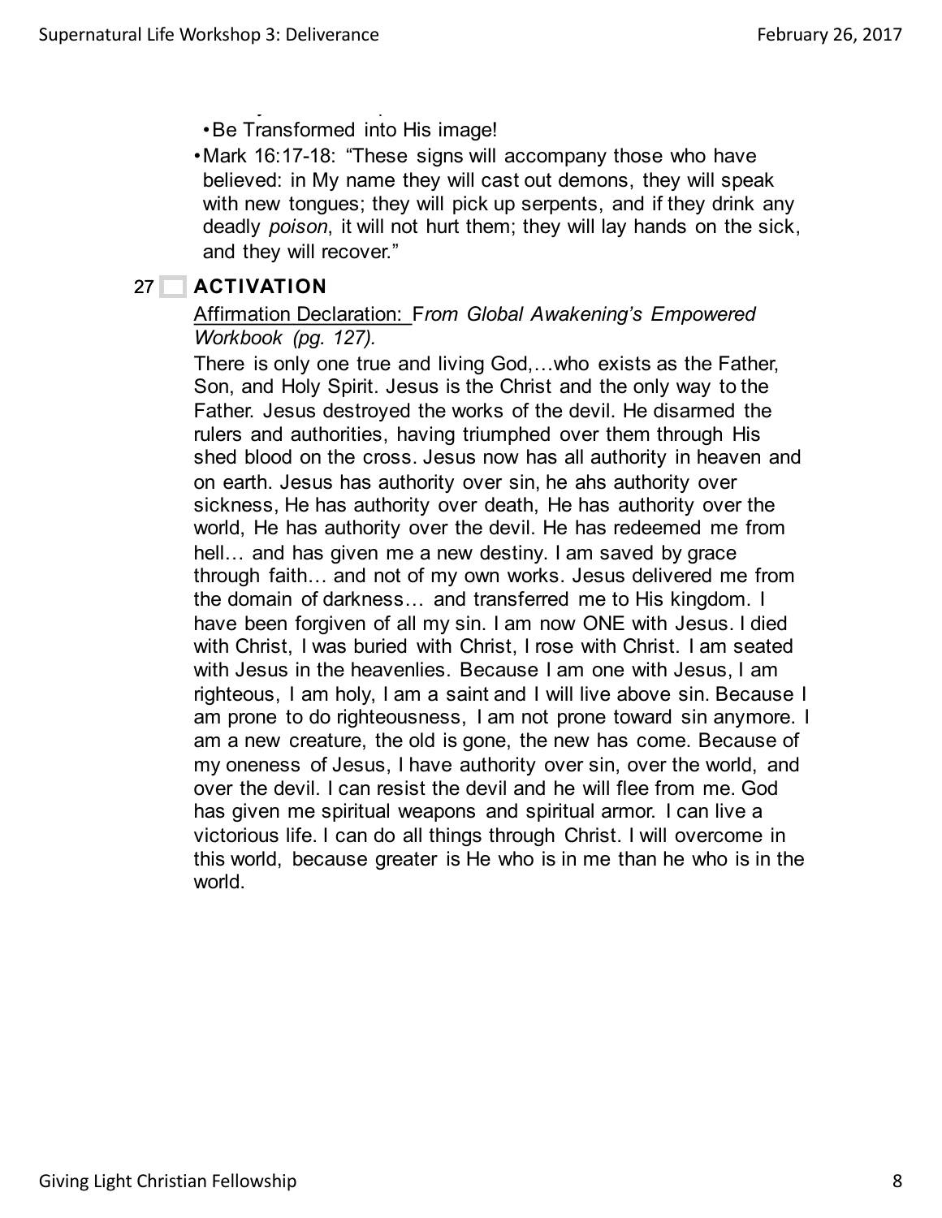- Be Transformed into His image!
- Mark 16:17-18: “These signs will accompany those who have believed: in My name they will cast out demons, they will speak with new tongues; they will pick up serpents, and if they drink any deadly *poison*, it will not hurt them; they will lay hands on the sick, and they will recover.”

27 **ACTIVATION**

Affirmation Declaration: F*rom Global Awakening’s Empowered Workbook (pg. 127).*

There is only one true and living God,…who exists as the Father, Son, and Holy Spirit. Jesus is the Christ and the only way to the Father. Jesus destroyed the works of the devil. He disarmed the rulers and authorities, having triumphed over them through His shed blood on the cross. Jesus now has all authority in heaven and on earth. Jesus has authority over sin, he ahs authority over sickness, He has authority over death, He has authority over the world, He has authority over the devil. He has redeemed me from hell… and has given me a new destiny. I am saved by grace through faith… and not of my own works. Jesus delivered me from the domain of darkness… and transferred me to His kingdom. I have been forgiven of all my sin. I am now ONE with Jesus. I died with Christ, I was buried with Christ, I rose with Christ. I am seated with Jesus in the heavenlies. Because I am one with Jesus, I am righteous, I am holy, I am a saint and I will live above sin. Because I am prone to do righteousness, I am not prone toward sin anymore. I am a new creature, the old is gone, the new has come. Because of my oneness of Jesus, I have authority over sin, over the world, and over the devil. I can resist the devil and he will flee from me. God has given me spiritual weapons and spiritual armor. I can live a victorious life. I can do all things through Christ. I will overcome in this world, because greater is He who is in me than he who is in the world.